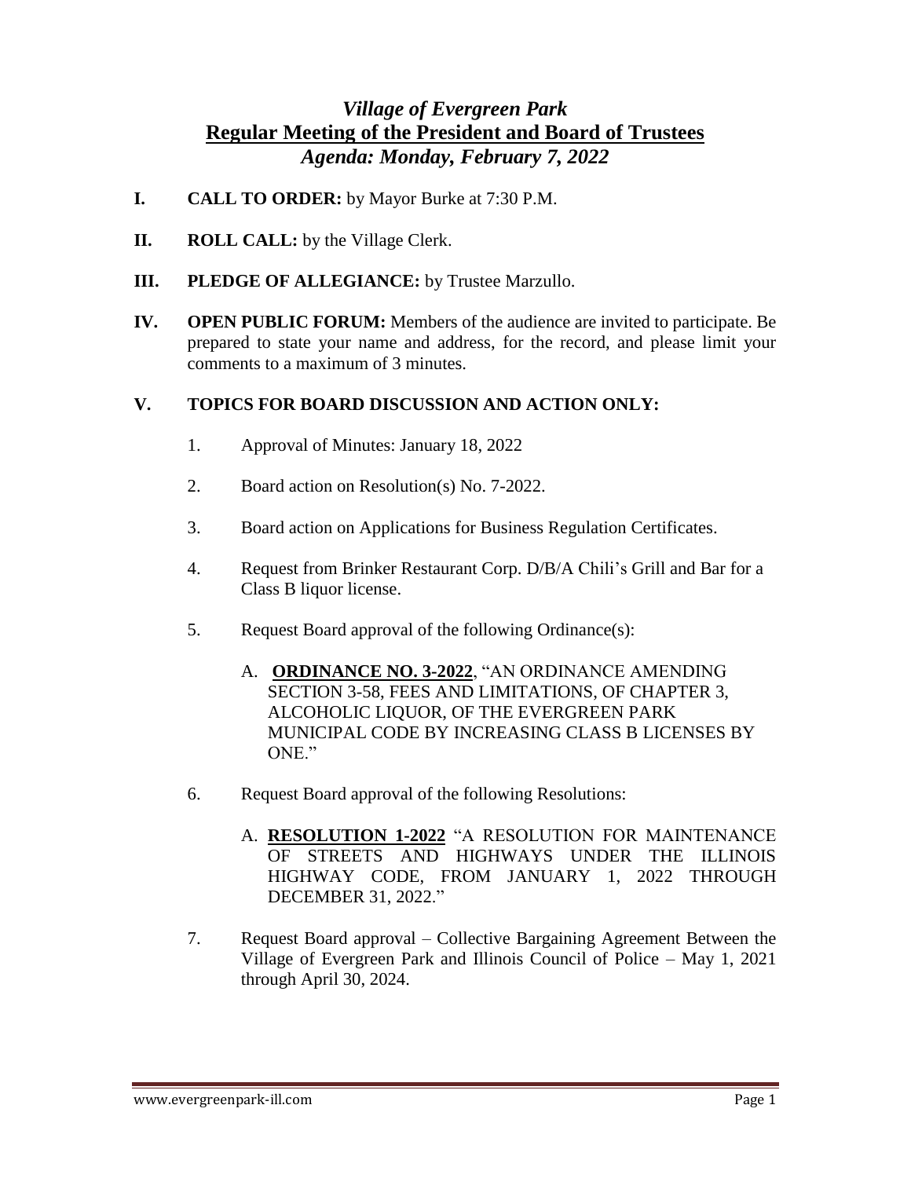# *Village of Evergreen Park*
## **Regular Meeting of the President and Board of Trustees**
### *Agenda: Monday, February 7, 2022*

**I. CALL TO ORDER:** by Mayor Burke at 7:30 P.M.

**II. ROLL CALL:** by the Village Clerk.

**III. PLEDGE OF ALLEGIANCE:** by Trustee Marzullo.

**IV. OPEN PUBLIC FORUM:** Members of the audience are invited to participate. Be prepared to state your name and address, for the record, and please limit your comments to a maximum of 3 minutes.

**V. TOPICS FOR BOARD DISCUSSION AND ACTION ONLY:**

1. Approval of Minutes: January 18, 2022

2. Board action on Resolution(s) No. 7-2022.

3. Board action on Applications for Business Regulation Certificates.

4. Request from Brinker Restaurant Corp. D/B/A Chili's Grill and Bar for a Class B liquor license.

5. Request Board approval of the following Ordinance(s):

   A. **ORDINANCE NO. 3-2022**, "AN ORDINANCE AMENDING SECTION 3-58, FEES AND LIMITATIONS, OF CHAPTER 3, ALCOHOLIC LIQUOR, OF THE EVERGREEN PARK MUNICIPAL CODE BY INCREASING CLASS B LICENSES BY ONE."

6. Request Board approval of the following Resolutions:

   A. **RESOLUTION 1-2022** "A RESOLUTION FOR MAINTENANCE OF STREETS AND HIGHWAYS UNDER THE ILLINOIS HIGHWAY CODE, FROM JANUARY 1, 2022 THROUGH DECEMBER 31, 2022."

7. Request Board approval – Collective Bargaining Agreement Between the Village of Evergreen Park and Illinois Council of Police – May 1, 2021 through April 30, 2024.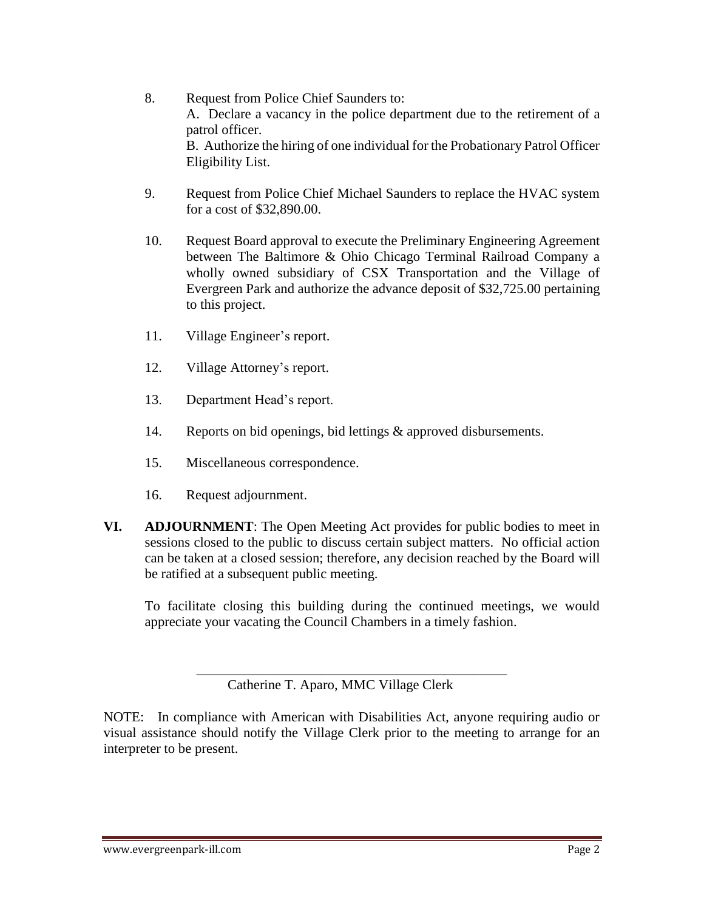8. Request from Police Chief Saunders to:
   A. Declare a vacancy in the police department due to the retirement of a patrol officer.
   B. Authorize the hiring of one individual for the Probationary Patrol Officer Eligibility List.

9. Request from Police Chief Michael Saunders to replace the HVAC system for a cost of $32,890.00.

10. Request Board approval to execute the Preliminary Engineering Agreement between The Baltimore & Ohio Chicago Terminal Railroad Company a wholly owned subsidiary of CSX Transportation and the Village of Evergreen Park and authorize the advance deposit of $32,725.00 pertaining to this project.

11. Village Engineer's report.

12. Village Attorney's report.

13. Department Head's report.

14. Reports on bid openings, bid lettings & approved disbursements.

15. Miscellaneous correspondence.

16. Request adjournment.

**VI. ADJOURNMENT**: The Open Meeting Act provides for public bodies to meet in sessions closed to the public to discuss certain subject matters. No official action can be taken at a closed session; therefore, any decision reached by the Board will be ratified at a subsequent public meeting.

To facilitate closing this building during the continued meetings, we would appreciate your vacating the Council Chambers in a timely fashion.

\_\_\_\_\_\_\_\_\_\_\_\_\_\_\_\_\_\_\_\_\_\_\_\_\_\_\_\_\_\_\_\_\_\_\_\_\_\_\_\_\_\_\_\_

Catherine T. Aparo, MMC Village Clerk

NOTE: In compliance with American with Disabilities Act, anyone requiring audio or visual assistance should notify the Village Clerk prior to the meeting to arrange for an interpreter to be present.